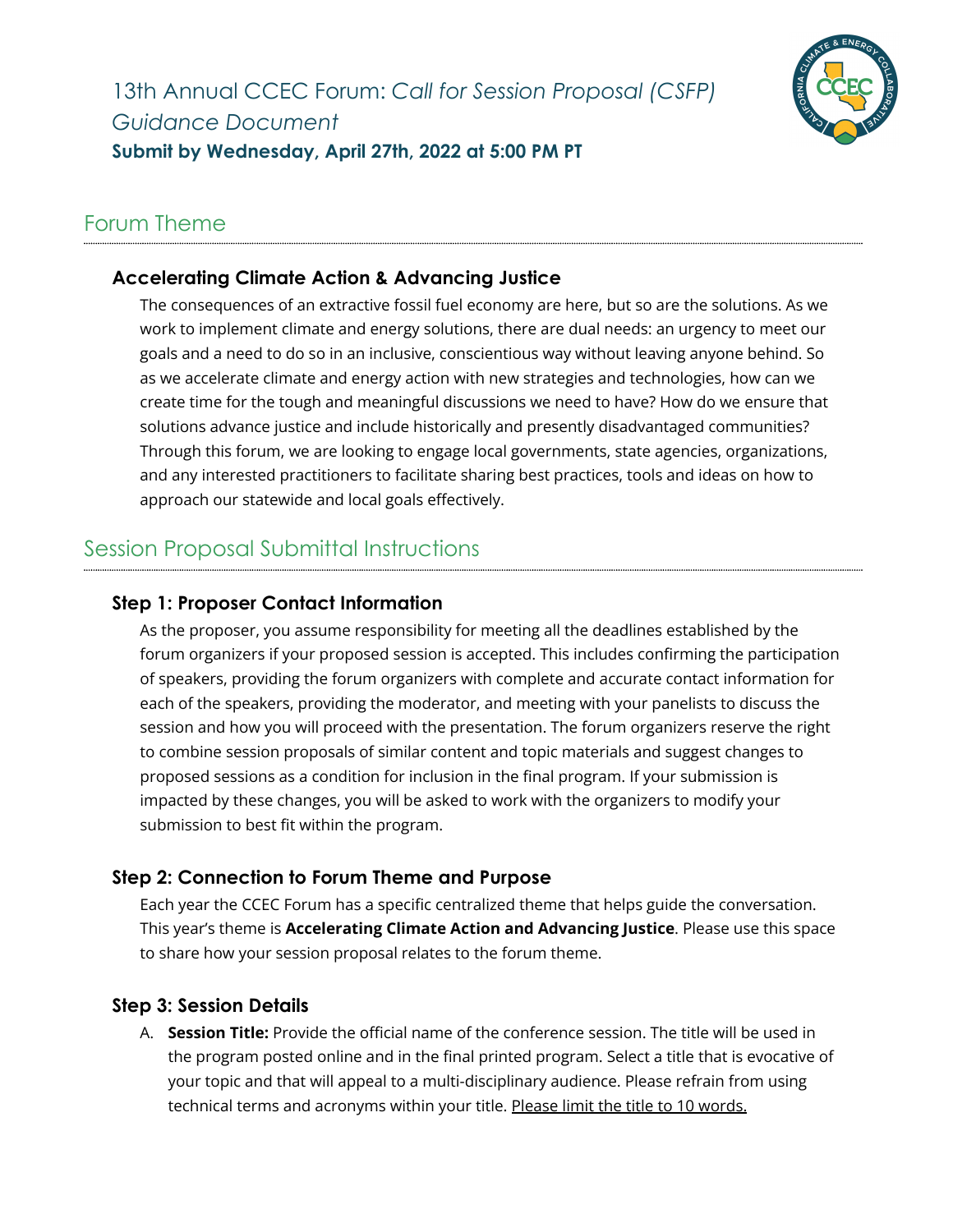# 13th Annual CCEC Forum: *Call for Session Proposal (CSFP) Guidance Document*

**Submit by Wednesday, April 27th, 2022 at 5:00 PM PT**

## Forum Theme

### Accelerating Climate Action & Advancing Justice

The consequences of an extractive fossil fuel economy are here, but so are the solutions. As we work to implement climate and energy solutions, there are dual needs: an urgency to meet our goals and a need to do so in an inclusive, conscientious way without leaving anyone behind. So as we accelerate climate and energy action with new strategies and technologies, how can we create time for the tough and meaningful discussions we need to have? How do we ensure that solutions advance justice and include historically and presently disadvantaged communities? Through this forum, we are looking to engage local governments, state agencies, organizations, and any interested practitioners to facilitate sharing best practices, tools and ideas on how to approach our statewide and local goals effectively.

## Session Proposal Submittal Instructions

### Step 1: Proposer Contact Information

As the proposer, you assume responsibility for meeting all the deadlines established by the forum organizers if your proposed session is accepted. This includes confirming the participation of speakers, providing the forum organizers with complete and accurate contact information for each of the speakers, providing the moderator, and meeting with your panelists to discuss the session and how you will proceed with the presentation. The forum organizers reserve the right to combine session proposals of similar content and topic materials and suggest changes to proposed sessions as a condition for inclusion in the final program. If your submission is impacted by these changes, you will be asked to work with the organizers to modify your submission to best fit within the program.

### Step 2: Connection to Forum Theme and Purpose

Each year the CCEC Forum has a specific centralized theme that helps guide the conversation. This year's theme is **Accelerating Climate Action and Advancing Justice**. Please use this space to share how your session proposal relates to the forum theme.

### Step 3: Session Details

A. **Session Title:** Provide the official name of the conference session. The title will be used in the program posted online and in the final printed program. Select a title that is evocative of your topic and that will appeal to a multi-disciplinary audience. Please refrain from using technical terms and acronyms within your title. Please limit the title to 10 words.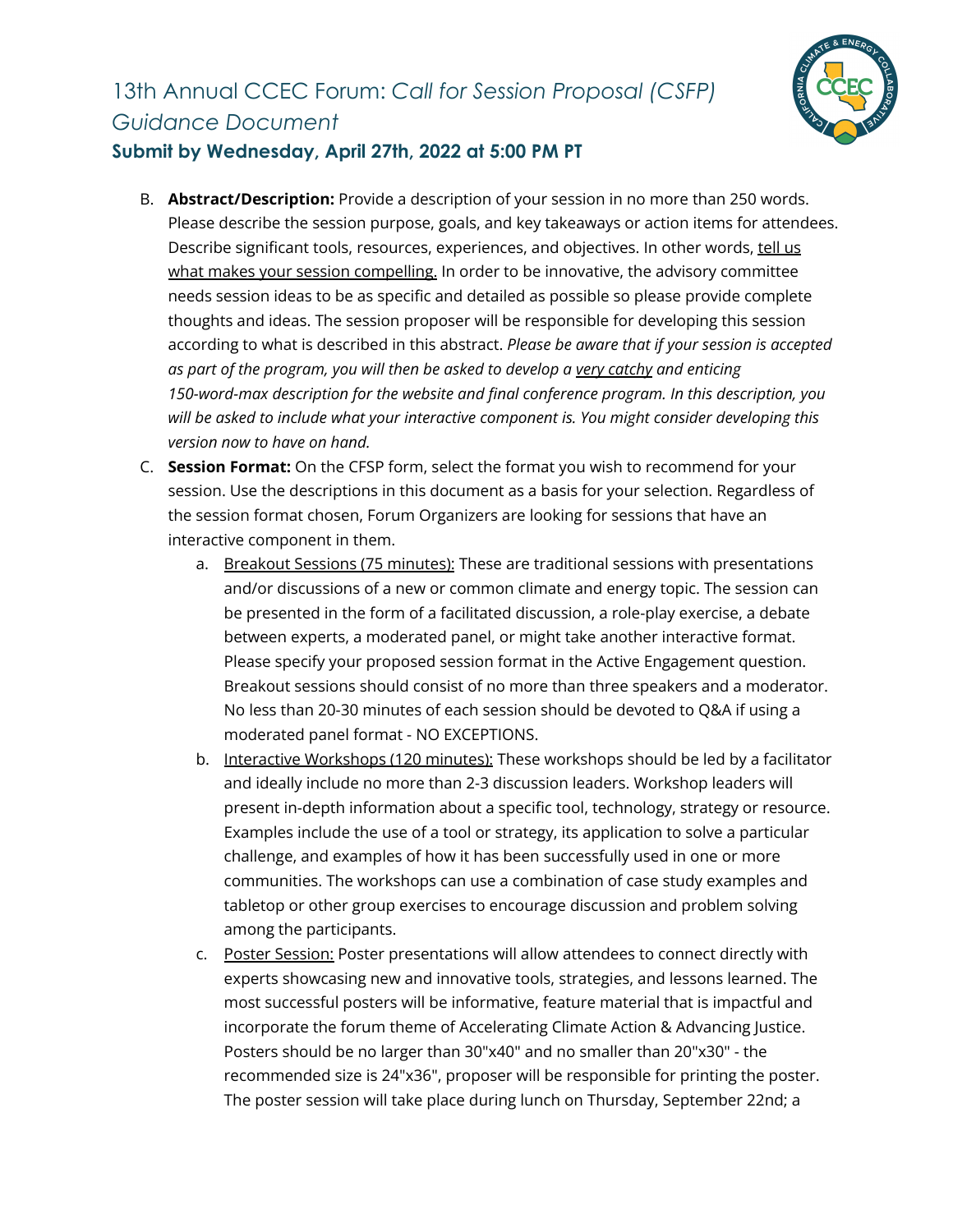B. **Abstract/Description:** Provide a description of your session in no more than 250 words. Please describe the session purpose, goals, and key takeaways or action items for attendees. Describe significant tools, resources, experiences, and objectives. In other words, tell us what makes your session compelling. In order to be innovative, the advisory committee needs session ideas to be as specific and detailed as possible so please provide complete thoughts and ideas. The session proposer will be responsible for developing this session according to what is described in this abstract. *Please be aware that if your session is accepted as part of the program, you will then be asked to develop a very catchy and enticing 150-word-max description for the website and final conference program. In this description, you will be asked to include what your interactive component is. You might consider developing this version now to have on hand.*

C. **Session Format:** On the CFSP form, select the format you wish to recommend for your session. Use the descriptions in this document as a basis for your selection. Regardless of the session format chosen, Forum Organizers are looking for sessions that have an interactive component in them.

   a. Breakout Sessions (75 minutes): These are traditional sessions with presentations and/or discussions of a new or common climate and energy topic. The session can be presented in the form of a facilitated discussion, a role-play exercise, a debate between experts, a moderated panel, or might take another interactive format. Please specify your proposed session format in the Active Engagement question. Breakout sessions should consist of no more than three speakers and a moderator. No less than 20-30 minutes of each session should be devoted to Q&A if using a moderated panel format - NO EXCEPTIONS.

   b. Interactive Workshops (120 minutes): These workshops should be led by a facilitator and ideally include no more than 2-3 discussion leaders. Workshop leaders will present in-depth information about a specific tool, technology, strategy or resource. Examples include the use of a tool or strategy, its application to solve a particular challenge, and examples of how it has been successfully used in one or more communities. The workshops can use a combination of case study examples and tabletop or other group exercises to encourage discussion and problem solving among the participants.

   c. Poster Session: Poster presentations will allow attendees to connect directly with experts showcasing new and innovative tools, strategies, and lessons learned. The most successful posters will be informative, feature material that is impactful and incorporate the forum theme of Accelerating Climate Action & Advancing Justice. Posters should be no larger than 30"x40" and no smaller than 20"x30" - the recommended size is 24"x36", proposer will be responsible for printing the poster. The poster session will take place during lunch on Thursday, September 22nd; a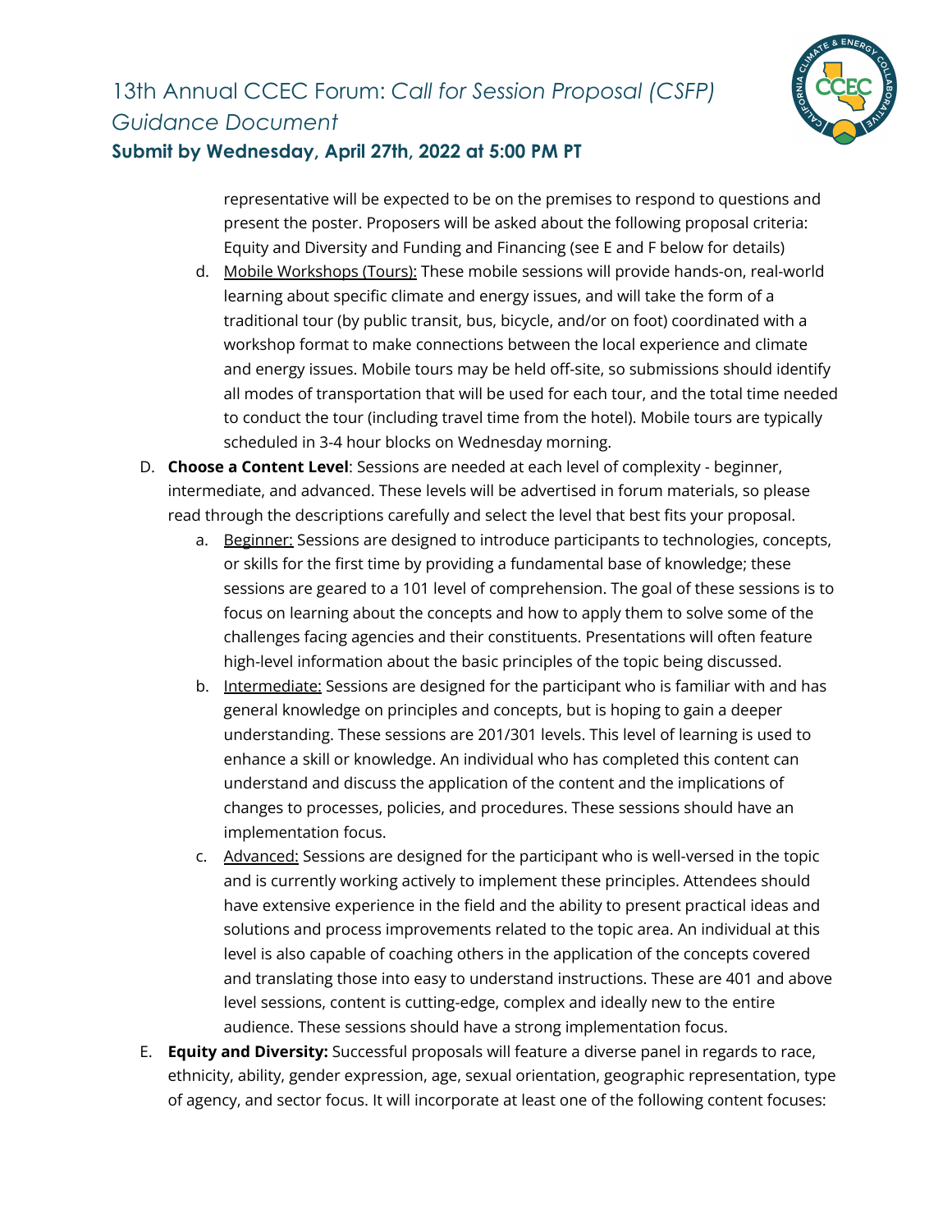representative will be expected to be on the premises to respond to questions and present the poster. Proposers will be asked about the following proposal criteria: Equity and Diversity and Funding and Financing (see E and F below for details)

   d. Mobile Workshops (Tours): These mobile sessions will provide hands-on, real-world learning about specific climate and energy issues, and will take the form of a traditional tour (by public transit, bus, bicycle, and/or on foot) coordinated with a workshop format to make connections between the local experience and climate and energy issues. Mobile tours may be held off-site, so submissions should identify all modes of transportation that will be used for each tour, and the total time needed to conduct the tour (including travel time from the hotel). Mobile tours are typically scheduled in 3-4 hour blocks on Wednesday morning.

D. **Choose a Content Level**: Sessions are needed at each level of complexity - beginner, intermediate, and advanced. These levels will be advertised in forum materials, so please read through the descriptions carefully and select the level that best fits your proposal.

   a. Beginner: Sessions are designed to introduce participants to technologies, concepts, or skills for the first time by providing a fundamental base of knowledge; these sessions are geared to a 101 level of comprehension. The goal of these sessions is to focus on learning about the concepts and how to apply them to solve some of the challenges facing agencies and their constituents. Presentations will often feature high-level information about the basic principles of the topic being discussed.

   b. Intermediate: Sessions are designed for the participant who is familiar with and has general knowledge on principles and concepts, but is hoping to gain a deeper understanding. These sessions are 201/301 levels. This level of learning is used to enhance a skill or knowledge. An individual who has completed this content can understand and discuss the application of the content and the implications of changes to processes, policies, and procedures. These sessions should have an implementation focus.

   c. Advanced: Sessions are designed for the participant who is well-versed in the topic and is currently working actively to implement these principles. Attendees should have extensive experience in the field and the ability to present practical ideas and solutions and process improvements related to the topic area. An individual at this level is also capable of coaching others in the application of the concepts covered and translating those into easy to understand instructions. These are 401 and above level sessions, content is cutting-edge, complex and ideally new to the entire audience. These sessions should have a strong implementation focus.

E. **Equity and Diversity:** Successful proposals will feature a diverse panel in regards to race, ethnicity, ability, gender expression, age, sexual orientation, geographic representation, type of agency, and sector focus. It will incorporate at least one of the following content focuses: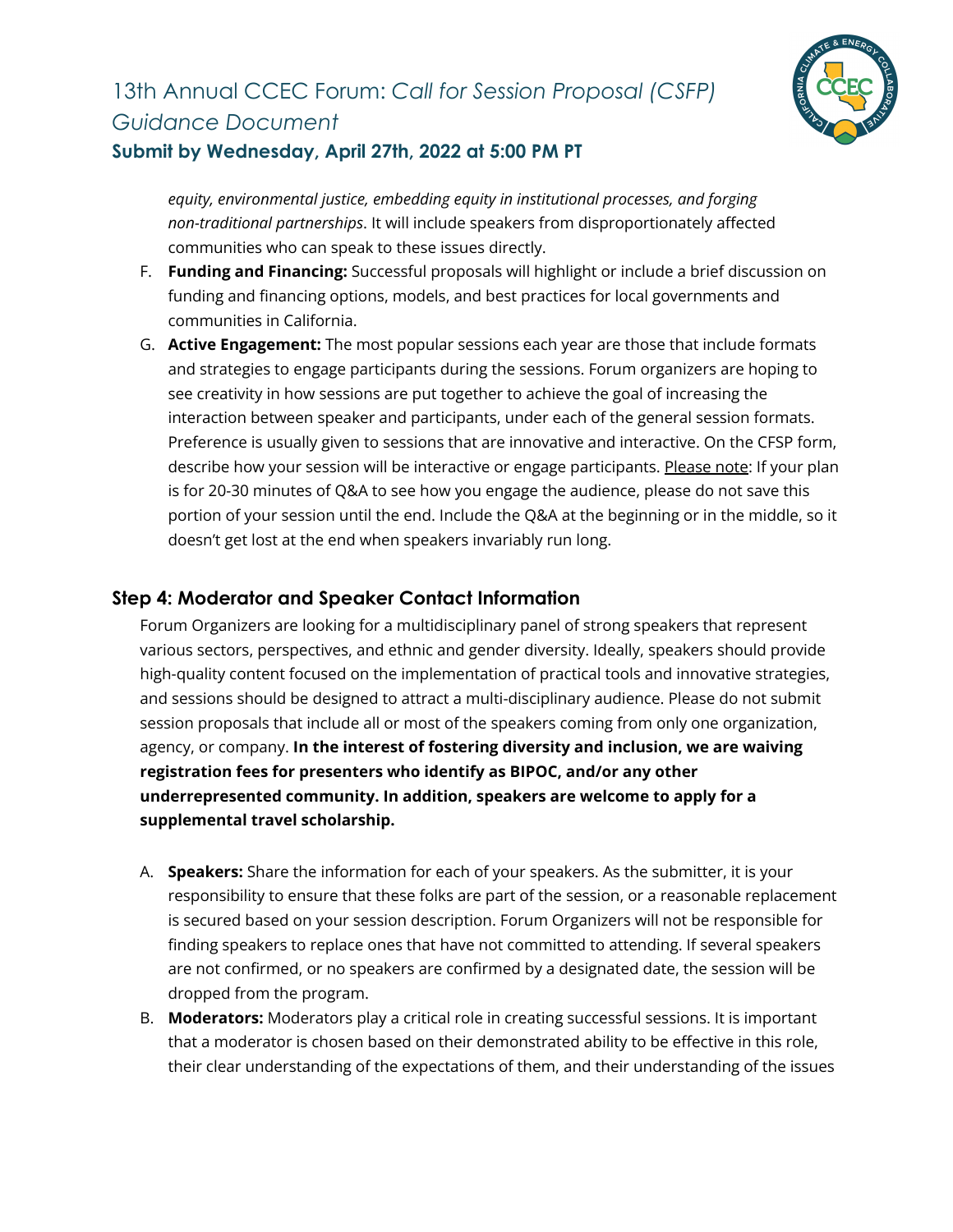*equity, environmental justice, embedding equity in institutional processes, and forging non-traditional partnerships*. It will include speakers from disproportionately affected communities who can speak to these issues directly.

F. **Funding and Financing:** Successful proposals will highlight or include a brief discussion on funding and financing options, models, and best practices for local governments and communities in California.

G. **Active Engagement:** The most popular sessions each year are those that include formats and strategies to engage participants during the sessions. Forum organizers are hoping to see creativity in how sessions are put together to achieve the goal of increasing the interaction between speaker and participants, under each of the general session formats. Preference is usually given to sessions that are innovative and interactive. On the CFSP form, describe how your session will be interactive or engage participants. Please note: If your plan is for 20-30 minutes of Q&A to see how you engage the audience, please do not save this portion of your session until the end. Include the Q&A at the beginning or in the middle, so it doesn't get lost at the end when speakers invariably run long.

## Step 4: Moderator and Speaker Contact Information

Forum Organizers are looking for a multidisciplinary panel of strong speakers that represent various sectors, perspectives, and ethnic and gender diversity. Ideally, speakers should provide high-quality content focused on the implementation of practical tools and innovative strategies, and sessions should be designed to attract a multi-disciplinary audience. Please do not submit session proposals that include all or most of the speakers coming from only one organization, agency, or company. **In the interest of fostering diversity and inclusion, we are waiving registration fees for presenters who identify as BIPOC, and/or any other underrepresented community. In addition, speakers are welcome to apply for a supplemental travel scholarship.**

A. **Speakers:** Share the information for each of your speakers. As the submitter, it is your responsibility to ensure that these folks are part of the session, or a reasonable replacement is secured based on your session description. Forum Organizers will not be responsible for finding speakers to replace ones that have not committed to attending. If several speakers are not confirmed, or no speakers are confirmed by a designated date, the session will be dropped from the program.

B. **Moderators:** Moderators play a critical role in creating successful sessions. It is important that a moderator is chosen based on their demonstrated ability to be effective in this role, their clear understanding of the expectations of them, and their understanding of the issues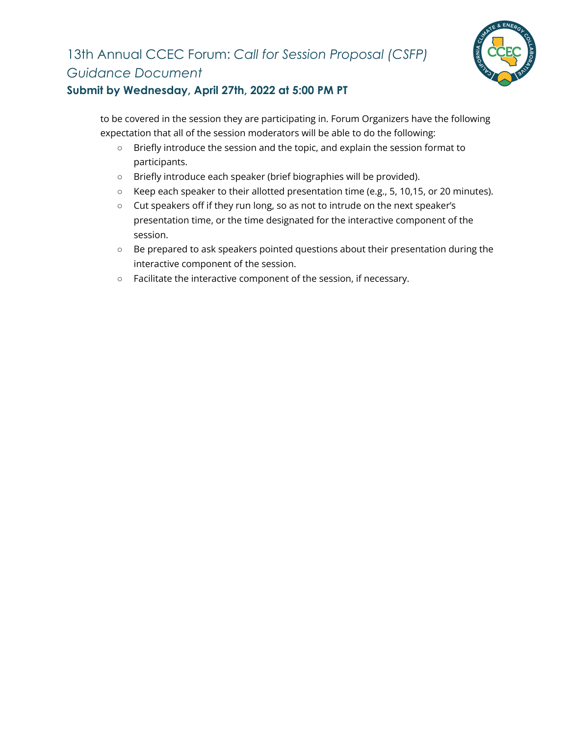to be covered in the session they are participating in. Forum Organizers have the following expectation that all of the session moderators will be able to do the following:

- Briefly introduce the session and the topic, and explain the session format to participants.
- Briefly introduce each speaker (brief biographies will be provided).
- Keep each speaker to their allotted presentation time (e.g., 5, 10,15, or 20 minutes).
- Cut speakers off if they run long, so as not to intrude on the next speaker's presentation time, or the time designated for the interactive component of the session.
- Be prepared to ask speakers pointed questions about their presentation during the interactive component of the session.
- Facilitate the interactive component of the session, if necessary.